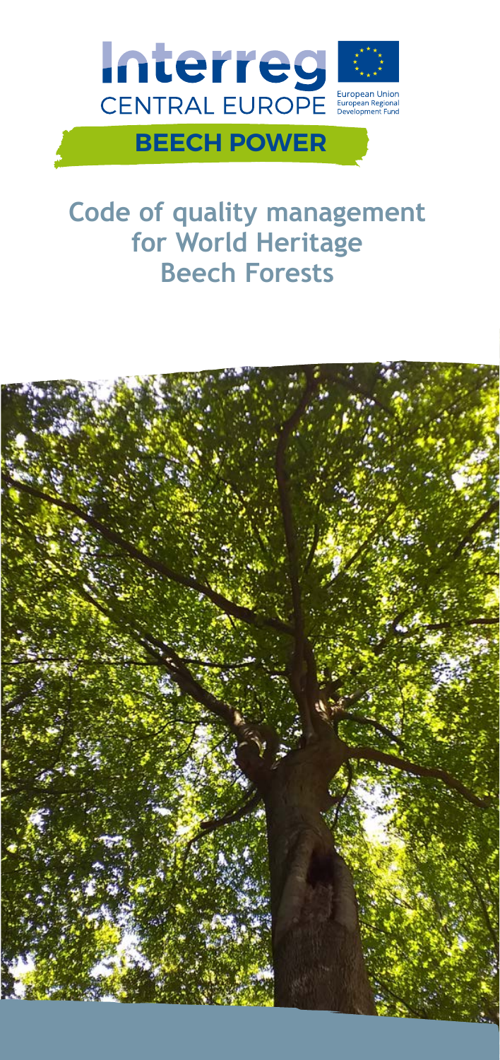Interreg
CENTRAL EUROPE

European Union
European Regional Development Fund

**BEECH POWER**

# Code of quality management for World Heritage Beech Forests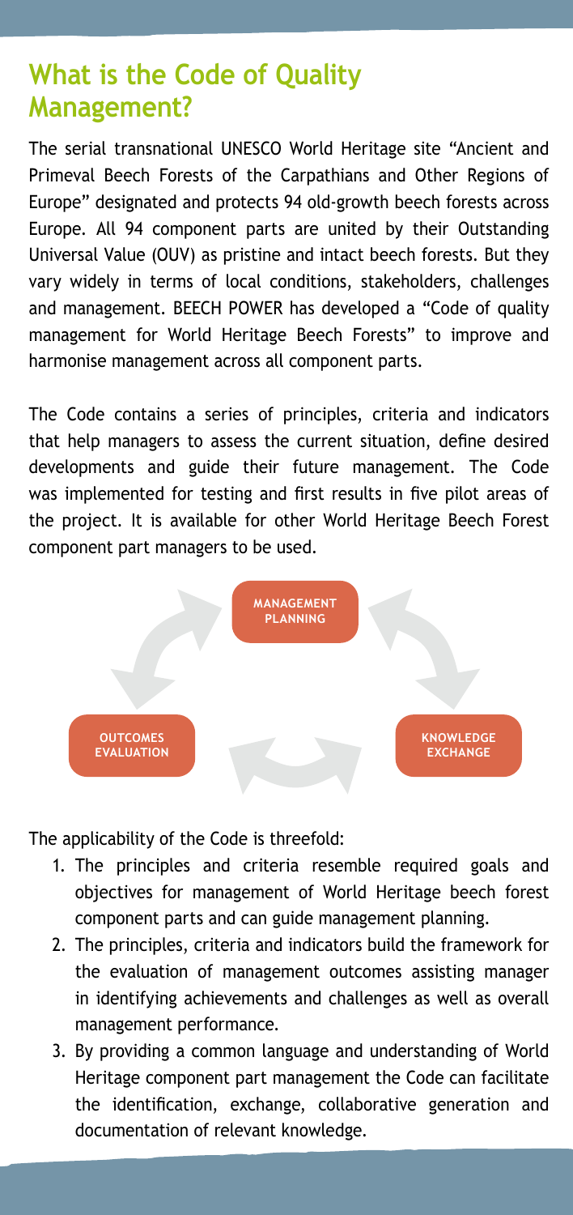## What is the Code of Quality Management?

The serial transnational UNESCO World Heritage site "Ancient and Primeval Beech Forests of the Carpathians and Other Regions of Europe" designated and protects 94 old-growth beech forests across Europe. All 94 component parts are united by their Outstanding Universal Value (OUV) as pristine and intact beech forests. But they vary widely in terms of local conditions, stakeholders, challenges and management. BEECH POWER has developed a "Code of quality management for World Heritage Beech Forests" to improve and harmonise management across all component parts.

The Code contains a series of principles, criteria and indicators that help managers to assess the current situation, define desired developments and guide their future management. The Code was implemented for testing and first results in five pilot areas of the project. It is available for other World Heritage Beech Forest component part managers to be used.

MANAGEMENT PLANNING

OUTCOMES EVALUATION

KNOWLEDGE EXCHANGE

The applicability of the Code is threefold:

1. The principles and criteria resemble required goals and objectives for management of World Heritage beech forest component parts and can guide management planning.
2. The principles, criteria and indicators build the framework for the evaluation of management outcomes assisting manager in identifying achievements and challenges as well as overall management performance.
3. By providing a common language and understanding of World Heritage component part management the Code can facilitate the identification, exchange, collaborative generation and documentation of relevant knowledge.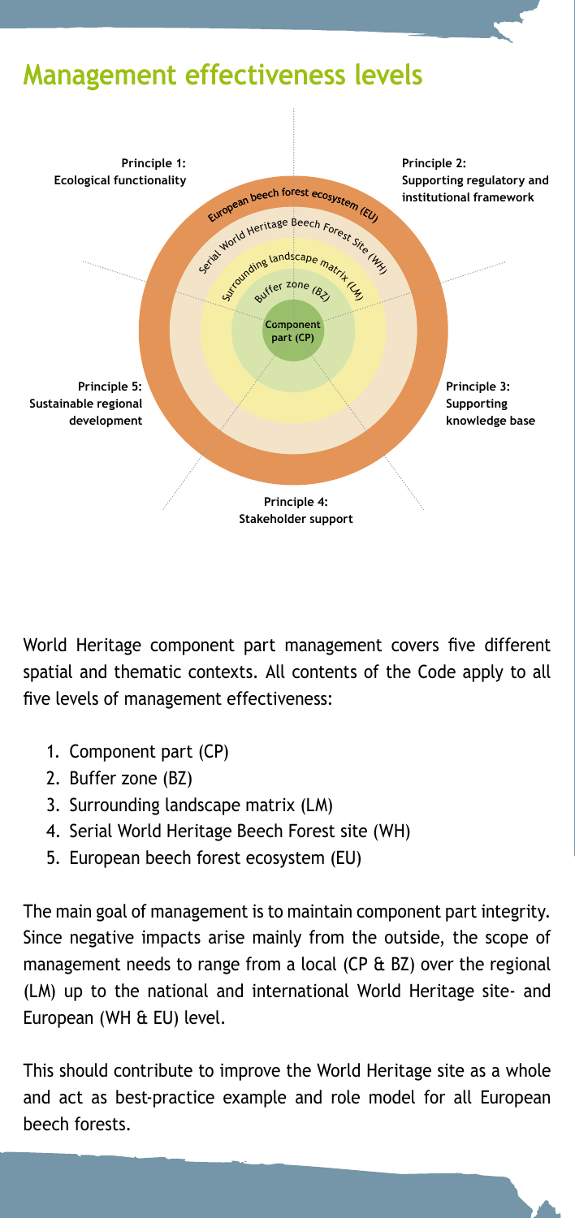## Management effectiveness levels

Principle 1: Ecological functionality

Principle 2: Supporting regulatory and institutional framework

Principle 3: Supporting knowledge base

Principle 4: Stakeholder support

Principle 5: Sustainable regional development

European beech forest ecosystem (EU)

Serial World Heritage Beech Forest Site (WH)

Surrounding landscape matrix (LM)

Buffer zone (BZ)

Component part (CP)

World Heritage component part management covers five different spatial and thematic contexts. All contents of the Code apply to all five levels of management effectiveness:

1. Component part (CP)
2. Buffer zone (BZ)
3. Surrounding landscape matrix (LM)
4. Serial World Heritage Beech Forest site (WH)
5. European beech forest ecosystem (EU)

The main goal of management is to maintain component part integrity. Since negative impacts arise mainly from the outside, the scope of management needs to range from a local (CP & BZ) over the regional (LM) up to the national and international World Heritage site- and European (WH & EU) level.

This should contribute to improve the World Heritage site as a whole and act as best-practice example and role model for all European beech forests.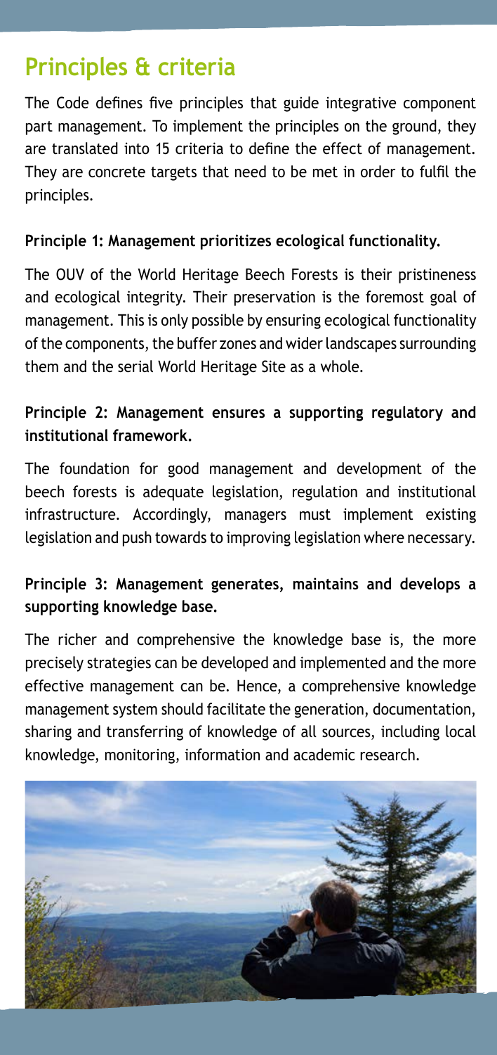## Principles & criteria

The Code defines five principles that guide integrative component part management. To implement the principles on the ground, they are translated into 15 criteria to define the effect of management. They are concrete targets that need to be met in order to fulfil the principles.

**Principle 1: Management prioritizes ecological functionality.**

The OUV of the World Heritage Beech Forests is their pristineness and ecological integrity. Their preservation is the foremost goal of management. This is only possible by ensuring ecological functionality of the components, the buffer zones and wider landscapes surrounding them and the serial World Heritage Site as a whole.

**Principle 2: Management ensures a supporting regulatory and institutional framework.**

The foundation for good management and development of the beech forests is adequate legislation, regulation and institutional infrastructure. Accordingly, managers must implement existing legislation and push towards to improving legislation where necessary.

**Principle 3: Management generates, maintains and develops a supporting knowledge base.**

The richer and comprehensive the knowledge base is, the more precisely strategies can be developed and implemented and the more effective management can be. Hence, a comprehensive knowledge management system should facilitate the generation, documentation, sharing and transferring of knowledge of all sources, including local knowledge, monitoring, information and academic research.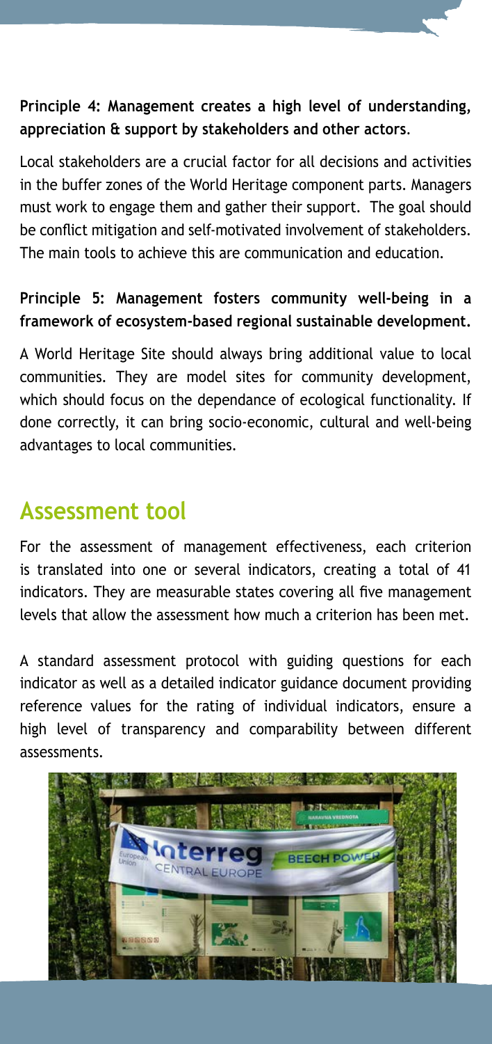**Principle 4: Management creates a high level of understanding, appreciation & support by stakeholders and other actors**.

Local stakeholders are a crucial factor for all decisions and activities in the buffer zones of the World Heritage component parts. Managers must work to engage them and gather their support. The goal should be conflict mitigation and self-motivated involvement of stakeholders. The main tools to achieve this are communication and education.

**Principle 5: Management fosters community well-being in a framework of ecosystem-based regional sustainable development.**

A World Heritage Site should always bring additional value to local communities. They are model sites for community development, which should focus on the dependance of ecological functionality. If done correctly, it can bring socio-economic, cultural and well-being advantages to local communities.

## Assessment tool

For the assessment of management effectiveness, each criterion is translated into one or several indicators, creating a total of 41 indicators. They are measurable states covering all five management levels that allow the assessment how much a criterion has been met.

A standard assessment protocol with guiding questions for each indicator as well as a detailed indicator guidance document providing reference values for the rating of individual indicators, ensure a high level of transparency and comparability between different assessments.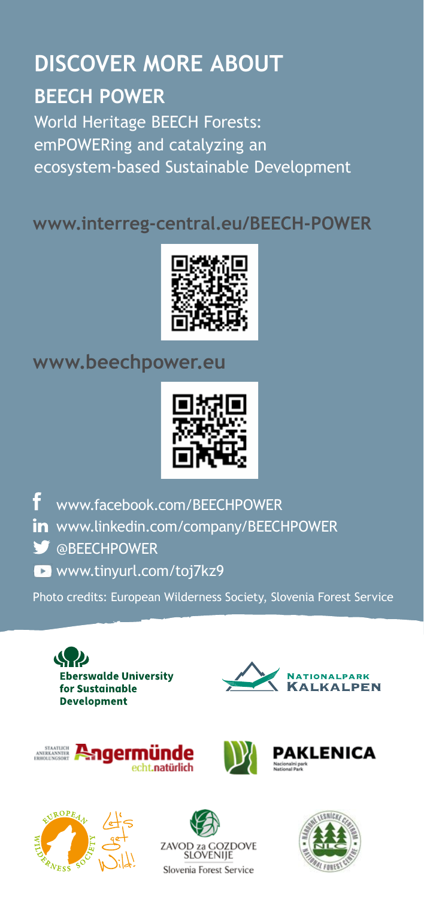# DISCOVER MORE ABOUT

## BEECH POWER

World Heritage BEECH Forests: emPOWERing and catalyzing an ecosystem-based Sustainable Development

**www.interreg-central.eu/BEECH-POWER**

**www.beechpower.eu**

- www.facebook.com/BEECHPOWER
- www.linkedin.com/company/BEECHPOWER
- @BEECHPOWER
- www.tinyurl.com/toj7kz9

Photo credits: European Wilderness Society, Slovenia Forest Service

Eberswalde University for Sustainable Development

Nationalpark Kalkalpen

Staatlich anerkannter Erholungsort Angermünde echt.natürlich

Paklenica Nacionalni park National Park

European Wilderness Society Let's get Wild!

Zavod za gozdove Slovenije Slovenia Forest Service

Národné lesnícke centrum National Forest Centre NLC